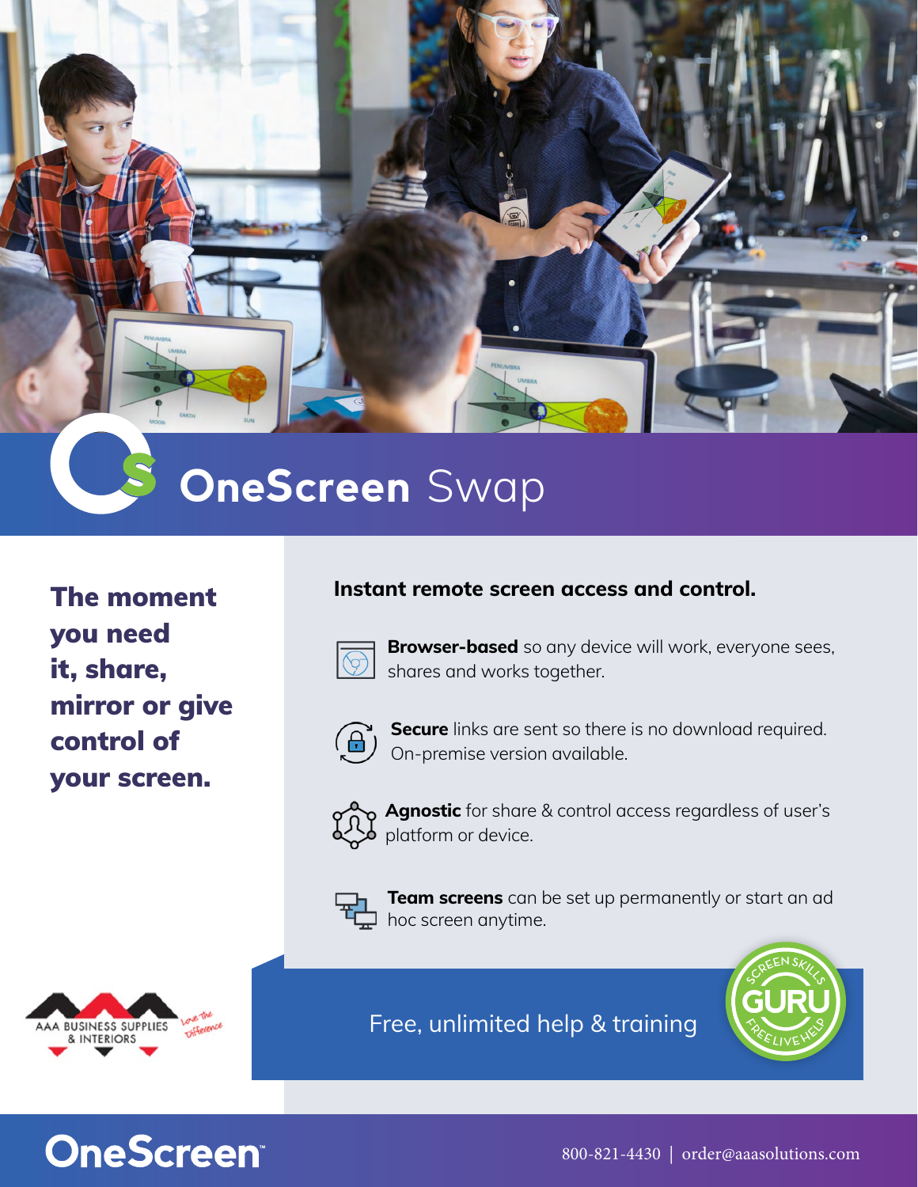# OneScreen Swap

**The moment you need it, share, mirror or give control of your screen.**

## Instant remote screen access and control.

**Browser-based** so any device will work, everyone sees, shares and works together.

**Secure** links are sent so there is no download required. On-premise version available.

**Agnostic** for share & control access regardless of user's platform or device.

**Team screens** can be set up permanently or start an ad hoc screen anytime.

AAA BUSINESS SUPPLIES & INTERIORS — Love The Difference

Free, unlimited help & training

SCREEN SKILLS GURU FREE LIVE HELP

OneScreen™

800-821-4430 | order@aaasolutions.com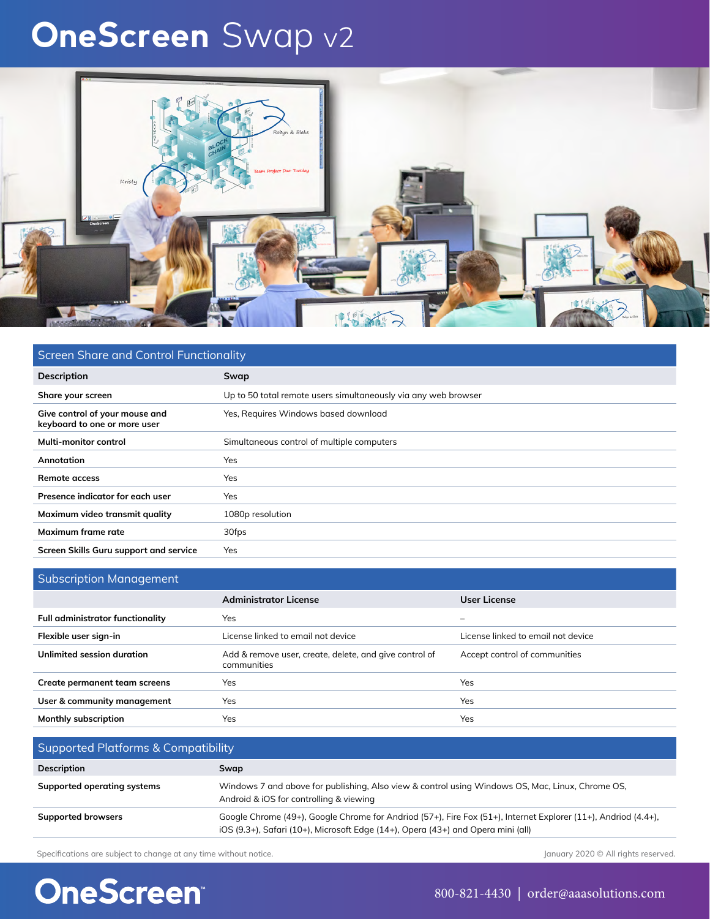# OneScreen Swap v2

## Screen Share and Control Functionality

| Description | Swap |
|---|---|
| **Share your screen** | Up to 50 total remote users simultaneously via any web browser |
| **Give control of your mouse and keyboard to one or more user** | Yes, Requires Windows based download |
| **Multi-monitor control** | Simultaneous control of multiple computers |
| **Annotation** | Yes |
| **Remote access** | Yes |
| **Presence indicator for each user** | Yes |
| **Maximum video transmit quality** | 1080p resolution |
| **Maximum frame rate** | 30fps |
| **Screen Skills Guru support and service** | Yes |

## Subscription Management

| | Administrator License | User License |
|---|---|---|
| **Full administrator functionality** | Yes | – |
| **Flexible user sign-in** | License linked to email not device | License linked to email not device |
| **Unlimited session duration** | Add & remove user, create, delete, and give control of communities | Accept control of communities |
| **Create permanent team screens** | Yes | Yes |
| **User & community management** | Yes | Yes |
| **Monthly subscription** | Yes | Yes |

## Supported Platforms & Compatibility

| Description | Swap |
|---|---|
| **Supported operating systems** | Windows 7 and above for publishing, Also view & control using Windows OS, Mac, Linux, Chrome OS, Android & iOS for controlling & viewing |
| **Supported browsers** | Google Chrome (49+), Google Chrome for Andriod (57+), Fire Fox (51+), Internet Explorer (11+), Andriod (4.4+), iOS (9.3+), Safari (10+), Microsoft Edge (14+), Opera (43+) and Opera mini (all) |

Specifications are subject to change at any time without notice.

January 2020 © All rights reserved.

OneScreen™

800-821-4430 | order@aaasolutions.com